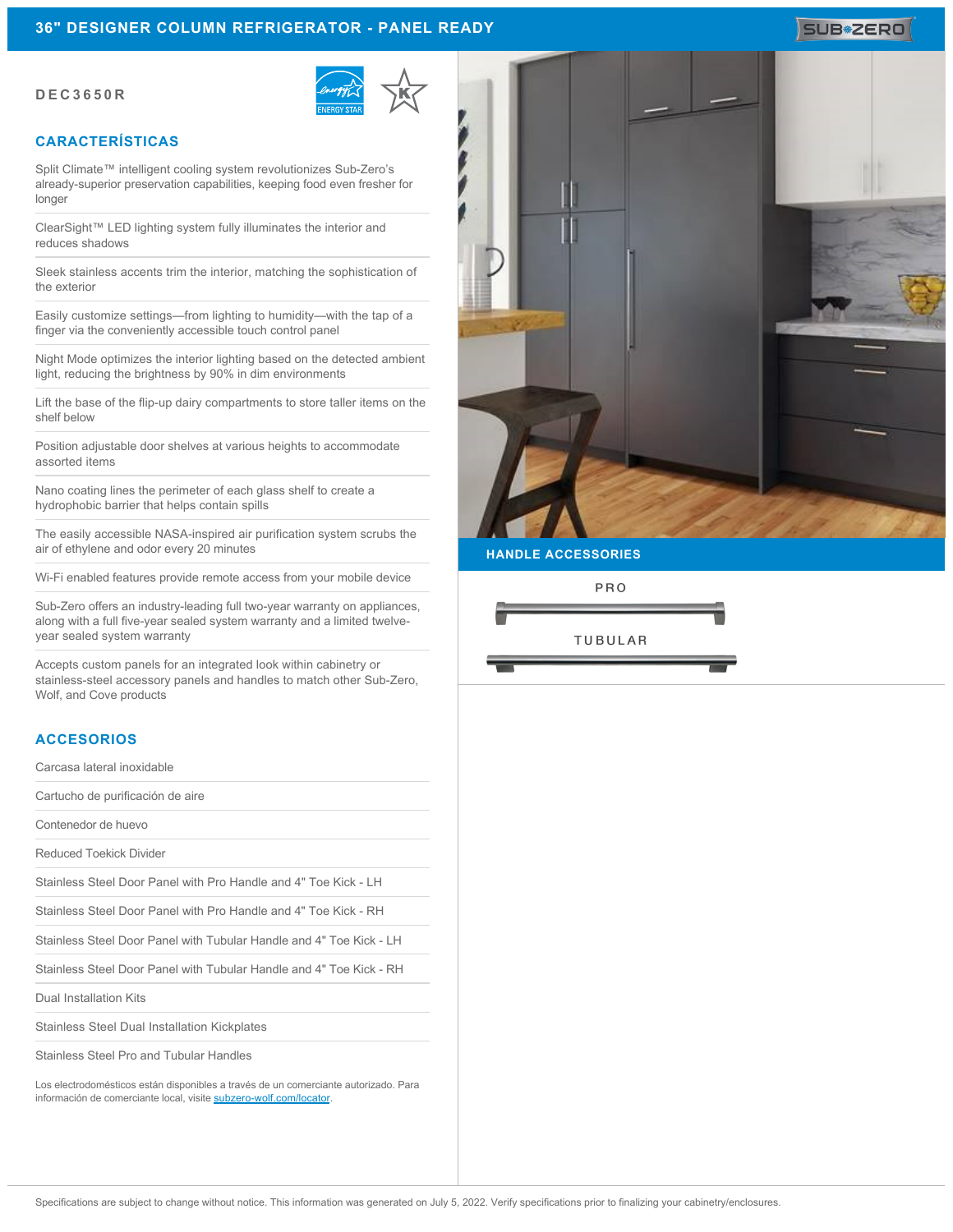# 36" DESIGNER COLUMN REFRIGERATOR - PANEL READY

**DEC3650R**

## CARACTERÍSTICAS

- Split Climate™ intelligent cooling system revolutionizes Sub-Zero's already-superior preservation capabilities, keeping food even fresher for longer
- ClearSight™ LED lighting system fully illuminates the interior and reduces shadows
- Sleek stainless accents trim the interior, matching the sophistication of the exterior
- Easily customize settings—from lighting to humidity—with the tap of a finger via the conveniently accessible touch control panel
- Night Mode optimizes the interior lighting based on the detected ambient light, reducing the brightness by 90% in dim environments
- Lift the base of the flip-up dairy compartments to store taller items on the shelf below
- Position adjustable door shelves at various heights to accommodate assorted items
- Nano coating lines the perimeter of each glass shelf to create a hydrophobic barrier that helps contain spills
- The easily accessible NASA-inspired air purification system scrubs the air of ethylene and odor every 20 minutes
- Wi-Fi enabled features provide remote access from your mobile device
- Sub-Zero offers an industry-leading full two-year warranty on appliances, along with a full five-year sealed system warranty and a limited twelve-year sealed system warranty
- Accepts custom panels for an integrated look within cabinetry or stainless-steel accessory panels and handles to match other Sub-Zero, Wolf, and Cove products

## ACCESORIOS

- Carcasa lateral inoxidable
- Cartucho de purificación de aire
- Contenedor de huevo
- Reduced Toekick Divider
- Stainless Steel Door Panel with Pro Handle and 4" Toe Kick - LH
- Stainless Steel Door Panel with Pro Handle and 4" Toe Kick - RH
- Stainless Steel Door Panel with Tubular Handle and 4" Toe Kick - LH
- Stainless Steel Door Panel with Tubular Handle and 4" Toe Kick - RH
- Dual Installation Kits
- Stainless Steel Dual Installation Kickplates
- Stainless Steel Pro and Tubular Handles

Los electrodomésticos están disponibles a través de un comerciante autorizado. Para información de comerciante local, visite subzero-wolf.com/locator.

## HANDLE ACCESSORIES

PRO

TUBULAR

Specifications are subject to change without notice. This information was generated on July 5, 2022. Verify specifications prior to finalizing your cabinetry/enclosures.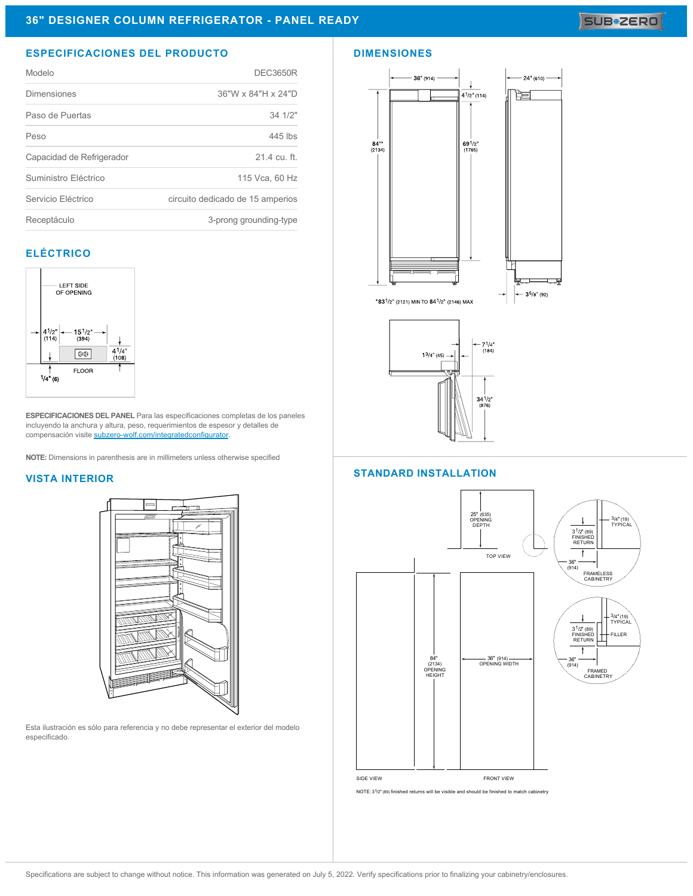# 36" DESIGNER COLUMN REFRIGERATOR - PANEL READY

SUB*ZERO

## ESPECIFICACIONES DEL PRODUCTO

| | |
|---|---|
| Modelo | DEC3650R |
| Dimensiones | 36"W x 84"H x 24"D |
| Paso de Puertas | 34 1/2" |
| Peso | 445 lbs |
| Capacidad de Refrigerador | 21.4 cu. ft. |
| Suministro Eléctrico | 115 Vca, 60 Hz |
| Servicio Eléctrico | circuito dedicado de 15 amperios |
| Receptáculo | 3-prong grounding-type |

## ELÉCTRICO

LEFT SIDE OF OPENING

4 1/2" (114)

15 1/2" (394)

4 1/4" (108)

FLOOR

1/4" (6)

**ESPECIFICACIONES DEL PANEL** Para las especificaciones completas de los paneles incluyendo la anchura y altura, peso, requerimientos de espesor y detalles de compensación visite subzero-wolf.com/integratedconfigurator.

**NOTE:** Dimensions in parenthesis are in millimeters unless otherwise specified

## VISTA INTERIOR

Esta ilustración es sólo para referencia y no debe representar el exterior del modelo especificado.

## DIMENSIONES

36" (914)

24" (610)

4 1/2" (114)

84"* (2134)

69 1/2" (1765)

3 5/8" (92)

*83 1/2" (2121) MIN TO 84 1/2" (2146) MAX

7 1/4" (184)

1 3/4" (45)

34 1/2" (876)

## STANDARD INSTALLATION

25" (635) OPENING DEPTH

TOP VIEW

3/4" (19) TYPICAL

3 1/2" (89) FINISHED RETURN

36" (914)

FRAMELESS CABINETRY

3/4" (19) TYPICAL

3 1/2" (89) FINISHED RETURN

FILLER

36" (914)

FRAMED CABINETRY

84" (2134) OPENING HEIGHT

36" (914) OPENING WIDTH

SIDE VIEW

FRONT VIEW

NOTE: 3 1/2" (89) finished returns will be visible and should be finished to match cabinetry

Specifications are subject to change without notice. This information was generated on July 5, 2022. Verify specifications prior to finalizing your cabinetry/enclosures.